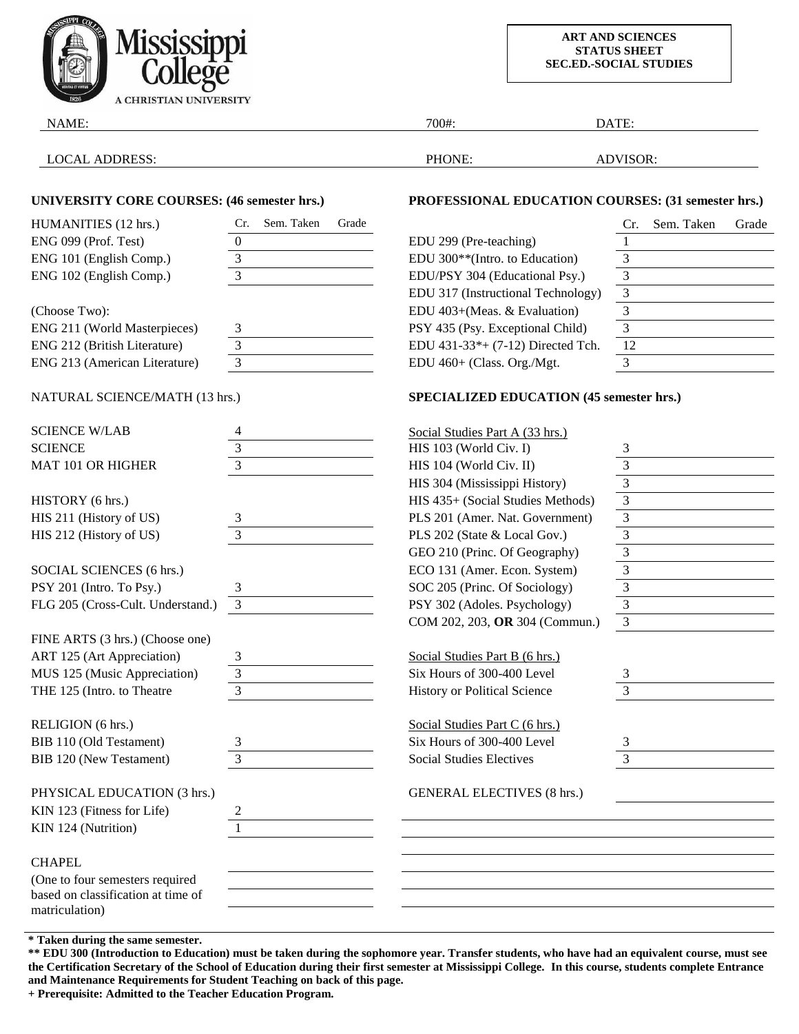Mississippi College
A CHRISTIAN UNIVERSITY

**ART AND SCIENCES**
**STATUS SHEET**
**SEC.ED.-SOCIAL STUDIES**

NAME: 700#: DATE:

LOCAL ADDRESS: PHONE: ADVISOR:

## UNIVERSITY CORE COURSES: (46 semester hrs.)

| HUMANITIES (12 hrs.) | Cr. | Sem. Taken | Grade |
|---|---|---|---|
| ENG 099 (Prof. Test) | 0 | | |
| ENG 101 (English Comp.) | 3 | | |
| ENG 102 (English Comp.) | 3 | | |
| (Choose Two): | | | |
| ENG 211 (World Masterpieces) | 3 | | |
| ENG 212 (British Literature) | 3 | | |
| ENG 213 (American Literature) | 3 | | |
| NATURAL SCIENCE/MATH (13 hrs.) | | | |
| SCIENCE W/LAB | 4 | | |
| SCIENCE | 3 | | |
| MAT 101 OR HIGHER | 3 | | |
| HISTORY (6 hrs.) | | | |
| HIS 211 (History of US) | 3 | | |
| HIS 212 (History of US) | 3 | | |
| SOCIAL SCIENCES (6 hrs.) | | | |
| PSY 201 (Intro. To Psy.) | 3 | | |
| FLG 205 (Cross-Cult. Understand.) | 3 | | |
| FINE ARTS (3 hrs.) (Choose one) | | | |
| ART 125 (Art Appreciation) | 3 | | |
| MUS 125 (Music Appreciation) | 3 | | |
| THE 125 (Intro. to Theatre | 3 | | |
| RELIGION (6 hrs.) | | | |
| BIB 110 (Old Testament) | 3 | | |
| BIB 120 (New Testament) | 3 | | |
| PHYSICAL EDUCATION (3 hrs.) | | | |
| KIN 123 (Fitness for Life) | 2 | | |
| KIN 124 (Nutrition) | 1 | | |
| CHAPEL | | | |
| (One to four semesters required based on classification at time of matriculation) | | | |

## PROFESSIONAL EDUCATION COURSES: (31 semester hrs.)

| | Cr. | Sem. Taken | Grade |
|---|---|---|---|
| EDU 299 (Pre-teaching) | 1 | | |
| EDU 300**(Intro. to Education) | 3 | | |
| EDU/PSY 304 (Educational Psy.) | 3 | | |
| EDU 317 (Instructional Technology) | 3 | | |
| EDU 403+(Meas. & Evaluation) | 3 | | |
| PSY 435 (Psy. Exceptional Child) | 3 | | |
| EDU 431-33*+ (7-12) Directed Tch. | 12 | | |
| EDU 460+ (Class. Org./Mgt. | 3 | | |

## SPECIALIZED EDUCATION (45 semester hrs.)

| | Cr. | Sem. Taken | Grade |
|---|---|---|---|
| Social Studies Part A (33 hrs.) | | | |
| HIS 103 (World Civ. I) | 3 | | |
| HIS 104 (World Civ. II) | 3 | | |
| HIS 304 (Mississippi History) | 3 | | |
| HIS 435+ (Social Studies Methods) | 3 | | |
| PLS 201 (Amer. Nat. Government) | 3 | | |
| PLS 202 (State & Local Gov.) | 3 | | |
| GEO 210 (Princ. Of Geography) | 3 | | |
| ECO 131 (Amer. Econ. System) | 3 | | |
| SOC 205 (Princ. Of Sociology) | 3 | | |
| PSY 302 (Adoles. Psychology) | 3 | | |
| COM 202, 203, **OR** 304 (Commun.) | 3 | | |
| Social Studies Part B (6 hrs.) | | | |
| Six Hours of 300-400 Level | 3 | | |
| History or Political Science | 3 | | |
| Social Studies Part C (6 hrs.) | | | |
| Six Hours of 300-400 Level | 3 | | |
| Social Studies Electives | 3 | | |
| GENERAL ELECTIVES (8 hrs.) | | | |

**\* Taken during the same semester.**

**\*\* EDU 300 (Introduction to Education) must be taken during the sophomore year. Transfer students, who have had an equivalent course, must see the Certification Secretary of the School of Education during their first semester at Mississippi College. In this course, students complete Entrance and Maintenance Requirements for Student Teaching on back of this page.**

**+ Prerequisite: Admitted to the Teacher Education Program.**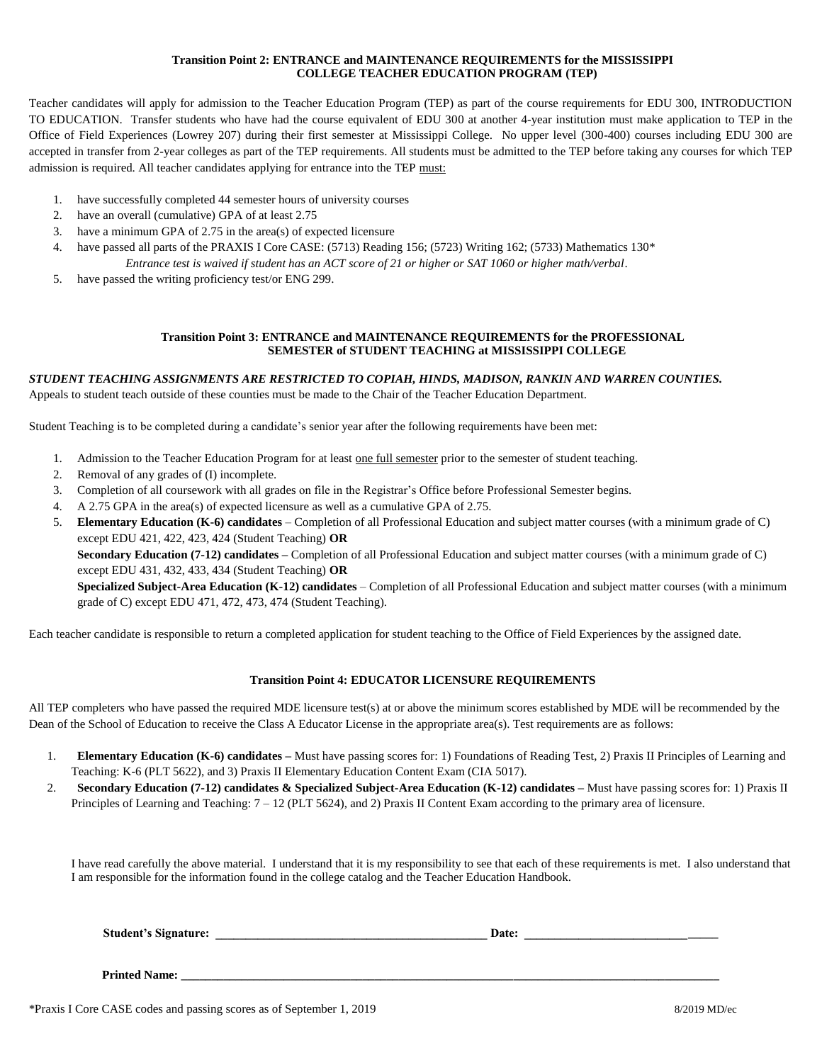### Transition Point 2: ENTRANCE and MAINTENANCE REQUIREMENTS for the MISSISSIPPI COLLEGE TEACHER EDUCATION PROGRAM (TEP)

Teacher candidates will apply for admission to the Teacher Education Program (TEP) as part of the course requirements for EDU 300, INTRODUCTION TO EDUCATION. Transfer students who have had the course equivalent of EDU 300 at another 4-year institution must make application to TEP in the Office of Field Experiences (Lowrey 207) during their first semester at Mississippi College. No upper level (300-400) courses including EDU 300 are accepted in transfer from 2-year colleges as part of the TEP requirements. All students must be admitted to the TEP before taking any courses for which TEP admission is required. All teacher candidates applying for entrance into the TEP must:

1. have successfully completed 44 semester hours of university courses
2. have an overall (cumulative) GPA of at least 2.75
3. have a minimum GPA of 2.75 in the area(s) of expected licensure
4. have passed all parts of the PRAXIS I Core CASE: (5713) Reading 156; (5723) Writing 162; (5733) Mathematics 130*
   *Entrance test is waived if student has an ACT score of 21 or higher or SAT 1060 or higher math/verbal*.
5. have passed the writing proficiency test/or ENG 299.

### Transition Point 3: ENTRANCE and MAINTENANCE REQUIREMENTS for the PROFESSIONAL SEMESTER of STUDENT TEACHING at MISSISSIPPI COLLEGE

***STUDENT TEACHING ASSIGNMENTS ARE RESTRICTED TO COPIAH, HINDS, MADISON, RANKIN AND WARREN COUNTIES.***
Appeals to student teach outside of these counties must be made to the Chair of the Teacher Education Department.

Student Teaching is to be completed during a candidate's senior year after the following requirements have been met:

1. Admission to the Teacher Education Program for at least one full semester prior to the semester of student teaching.
2. Removal of any grades of (I) incomplete.
3. Completion of all coursework with all grades on file in the Registrar's Office before Professional Semester begins.
4. A 2.75 GPA in the area(s) of expected licensure as well as a cumulative GPA of 2.75.
5. **Elementary Education (K-6) candidates** – Completion of all Professional Education and subject matter courses (with a minimum grade of C) except EDU 421, 422, 423, 424 (Student Teaching) **OR**
   **Secondary Education (7-12) candidates –** Completion of all Professional Education and subject matter courses (with a minimum grade of C) except EDU 431, 432, 433, 434 (Student Teaching) **OR**
   **Specialized Subject-Area Education (K-12) candidates** – Completion of all Professional Education and subject matter courses (with a minimum grade of C) except EDU 471, 472, 473, 474 (Student Teaching).

Each teacher candidate is responsible to return a completed application for student teaching to the Office of Field Experiences by the assigned date.

### Transition Point 4: EDUCATOR LICENSURE REQUIREMENTS

All TEP completers who have passed the required MDE licensure test(s) at or above the minimum scores established by MDE will be recommended by the Dean of the School of Education to receive the Class A Educator License in the appropriate area(s). Test requirements are as follows:

1. **Elementary Education (K-6) candidates –** Must have passing scores for: 1) Foundations of Reading Test, 2) Praxis II Principles of Learning and Teaching: K-6 (PLT 5622), and 3) Praxis II Elementary Education Content Exam (CIA 5017).
2. **Secondary Education (7-12) candidates & Specialized Subject-Area Education (K-12) candidates –** Must have passing scores for: 1) Praxis II Principles of Learning and Teaching: 7 – 12 (PLT 5624), and 2) Praxis II Content Exam according to the primary area of licensure.

I have read carefully the above material. I understand that it is my responsibility to see that each of these requirements is met. I also understand that I am responsible for the information found in the college catalog and the Teacher Education Handbook.

**Student's Signature:** ______________________________________________ **Date:** ________________________________

**Printed Name:** ______________________________________________________________________________________

*Praxis I Core CASE codes and passing scores as of September 1, 2019

8/2019 MD/ec